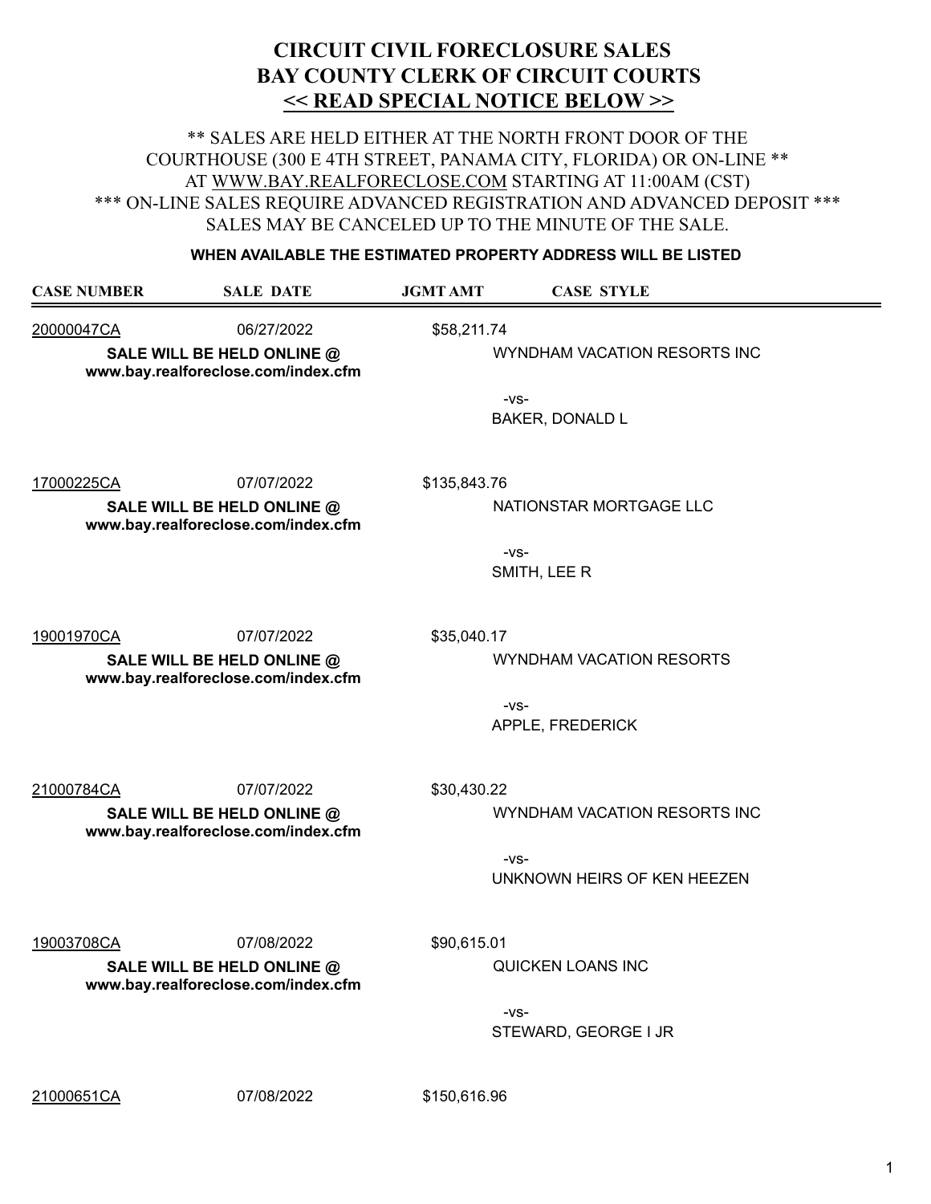# CIRCUIT CIVIL FORECLOSURE SALES
# BAY COUNTY CLERK OF CIRCUIT COURTS
# << READ SPECIAL NOTICE BELOW >>

\*\* SALES ARE HELD EITHER AT THE NORTH FRONT DOOR OF THE COURTHOUSE (300 E 4TH STREET, PANAMA CITY, FLORIDA) OR ON-LINE \*\* AT WWW.BAY.REALFORECLOSE.COM STARTING AT 11:00AM (CST)
\*\*\* ON-LINE SALES REQUIRE ADVANCED REGISTRATION AND ADVANCED DEPOSIT \*\*\*
SALES MAY BE CANCELED UP TO THE MINUTE OF THE SALE.

**WHEN AVAILABLE THE ESTIMATED PROPERTY ADDRESS WILL BE LISTED**

| CASE NUMBER | SALE DATE | JGMT AMT | CASE STYLE |
|---|---|---|---|
| 20000047CA | 06/27/2022 | $58,211.74 | WYNDHAM VACATION RESORTS INC -vs- BAKER, DONALD L |
| **SALE WILL BE HELD ONLINE @ www.bay.realforeclose.com/index.cfm** | | | |
| 17000225CA | 07/07/2022 | $135,843.76 | NATIONSTAR MORTGAGE LLC -vs- SMITH, LEE R |
| **SALE WILL BE HELD ONLINE @ www.bay.realforeclose.com/index.cfm** | | | |
| 19001970CA | 07/07/2022 | $35,040.17 | WYNDHAM VACATION RESORTS -vs- APPLE, FREDERICK |
| **SALE WILL BE HELD ONLINE @ www.bay.realforeclose.com/index.cfm** | | | |
| 21000784CA | 07/07/2022 | $30,430.22 | WYNDHAM VACATION RESORTS INC -vs- UNKNOWN HEIRS OF KEN HEEZEN |
| **SALE WILL BE HELD ONLINE @ www.bay.realforeclose.com/index.cfm** | | | |
| 19003708CA | 07/08/2022 | $90,615.01 | QUICKEN LOANS INC -vs- STEWARD, GEORGE I JR |
| **SALE WILL BE HELD ONLINE @ www.bay.realforeclose.com/index.cfm** | | | |
| 21000651CA | 07/08/2022 | $150,616.96 | |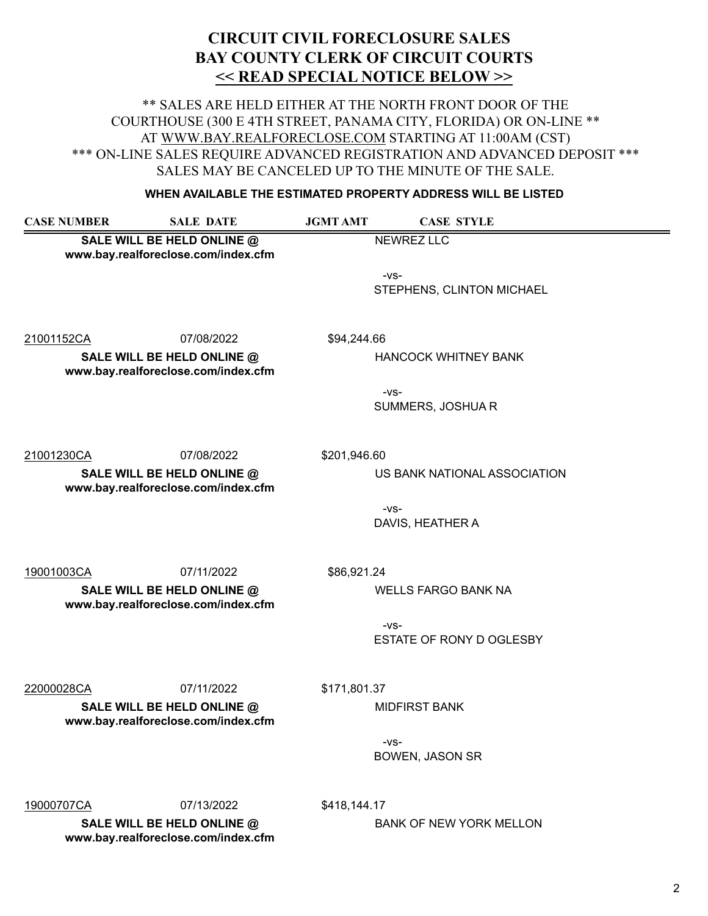# CIRCUIT CIVIL FORECLOSURE SALES
# BAY COUNTY CLERK OF CIRCUIT COURTS
# << READ SPECIAL NOTICE BELOW >>

** SALES ARE HELD EITHER AT THE NORTH FRONT DOOR OF THE COURTHOUSE (300 E 4TH STREET, PANAMA CITY, FLORIDA) OR ON-LINE ** AT WWW.BAY.REALFORECLOSE.COM STARTING AT 11:00AM (CST)
*** ON-LINE SALES REQUIRE ADVANCED REGISTRATION AND ADVANCED DEPOSIT ***
SALES MAY BE CANCELED UP TO THE MINUTE OF THE SALE.

**WHEN AVAILABLE THE ESTIMATED PROPERTY ADDRESS WILL BE LISTED**

| CASE NUMBER | SALE DATE | JGMT AMT | CASE STYLE |
|---|---|---|---|
| **SALE WILL BE HELD ONLINE @ www.bay.realforeclose.com/index.cfm** | | | NEWREZ LLC -vs- STEPHENS, CLINTON MICHAEL |
| 21001152CA | 07/08/2022 | $94,244.66 | |
| **SALE WILL BE HELD ONLINE @ www.bay.realforeclose.com/index.cfm** | | | HANCOCK WHITNEY BANK -vs- SUMMERS, JOSHUA R |
| 21001230CA | 07/08/2022 | $201,946.60 | |
| **SALE WILL BE HELD ONLINE @ www.bay.realforeclose.com/index.cfm** | | | US BANK NATIONAL ASSOCIATION -vs- DAVIS, HEATHER A |
| 19001003CA | 07/11/2022 | $86,921.24 | |
| **SALE WILL BE HELD ONLINE @ www.bay.realforeclose.com/index.cfm** | | | WELLS FARGO BANK NA -vs- ESTATE OF RONY D OGLESBY |
| 22000028CA | 07/11/2022 | $171,801.37 | |
| **SALE WILL BE HELD ONLINE @ www.bay.realforeclose.com/index.cfm** | | | MIDFIRST BANK -vs- BOWEN, JASON SR |
| 19000707CA | 07/13/2022 | $418,144.17 | |
| **SALE WILL BE HELD ONLINE @ www.bay.realforeclose.com/index.cfm** | | | BANK OF NEW YORK MELLON |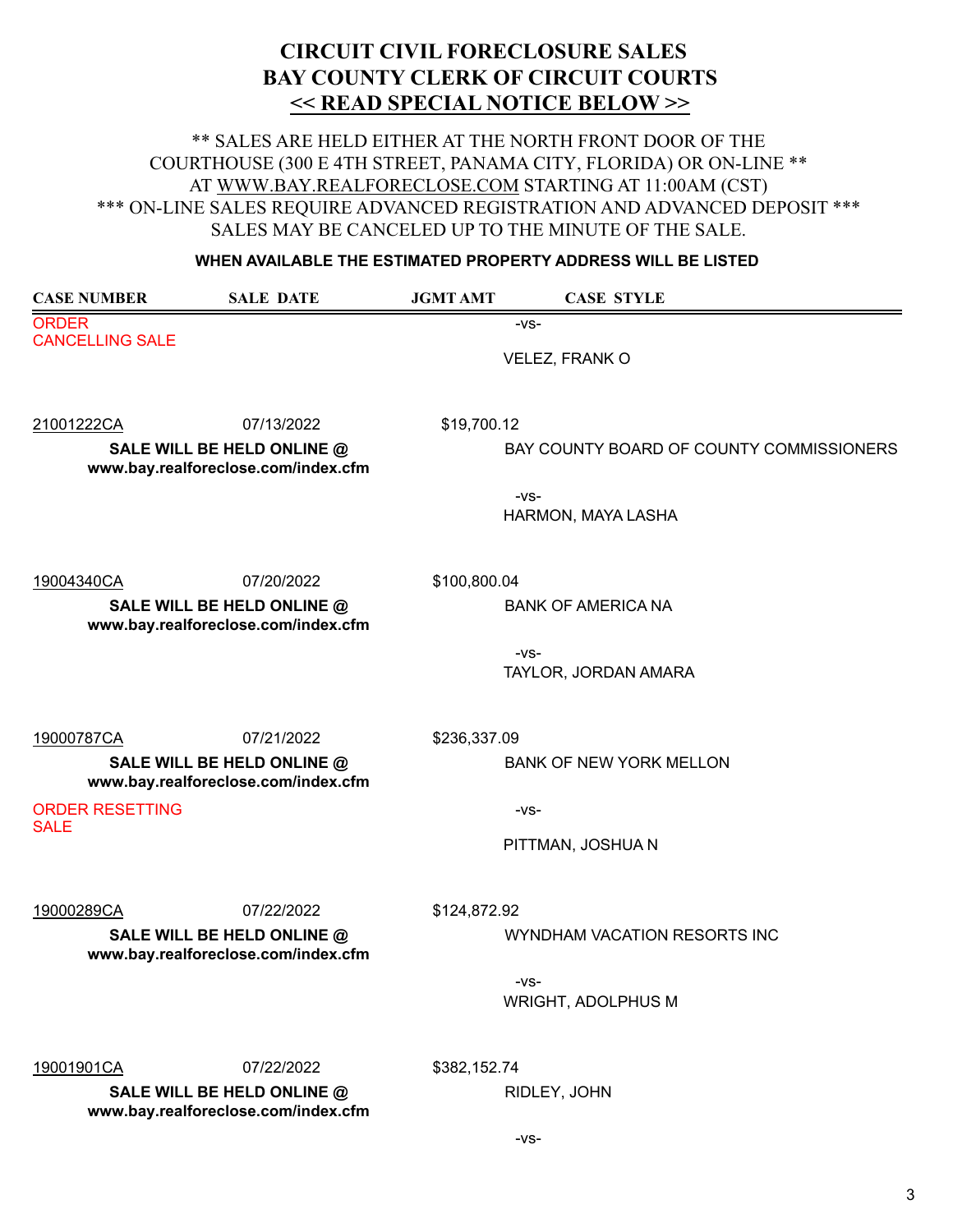# CIRCUIT CIVIL FORECLOSURE SALES
# BAY COUNTY CLERK OF CIRCUIT COURTS
## << READ SPECIAL NOTICE BELOW >>

** SALES ARE HELD EITHER AT THE NORTH FRONT DOOR OF THE COURTHOUSE (300 E 4TH STREET, PANAMA CITY, FLORIDA) OR ON-LINE ** AT WWW.BAY.REALFORECLOSE.COM STARTING AT 11:00AM (CST)
*** ON-LINE SALES REQUIRE ADVANCED REGISTRATION AND ADVANCED DEPOSIT ***
SALES MAY BE CANCELED UP TO THE MINUTE OF THE SALE.

**WHEN AVAILABLE THE ESTIMATED PROPERTY ADDRESS WILL BE LISTED**

| CASE NUMBER | SALE DATE | JGMT AMT | CASE STYLE |
|---|---|---|---|
| ORDER CANCELLING SALE | | | -VS- VELEZ, FRANK O |
| 21001222CA **SALE WILL BE HELD ONLINE @ www.bay.realforeclose.com/index.cfm** | 07/13/2022 | $19,700.12 | BAY COUNTY BOARD OF COUNTY COMMISSIONERS -VS- HARMON, MAYA LASHA |
| 19004340CA **SALE WILL BE HELD ONLINE @ www.bay.realforeclose.com/index.cfm** | 07/20/2022 | $100,800.04 | BANK OF AMERICA NA -VS- TAYLOR, JORDAN AMARA |
| 19000787CA **SALE WILL BE HELD ONLINE @ www.bay.realforeclose.com/index.cfm** ORDER RESETTING SALE | 07/21/2022 | $236,337.09 | BANK OF NEW YORK MELLON -VS- PITTMAN, JOSHUA N |
| 19000289CA **SALE WILL BE HELD ONLINE @ www.bay.realforeclose.com/index.cfm** | 07/22/2022 | $124,872.92 | WYNDHAM VACATION RESORTS INC -VS- WRIGHT, ADOLPHUS M |
| 19001901CA **SALE WILL BE HELD ONLINE @ www.bay.realforeclose.com/index.cfm** | 07/22/2022 | $382,152.74 | RIDLEY, JOHN -VS- |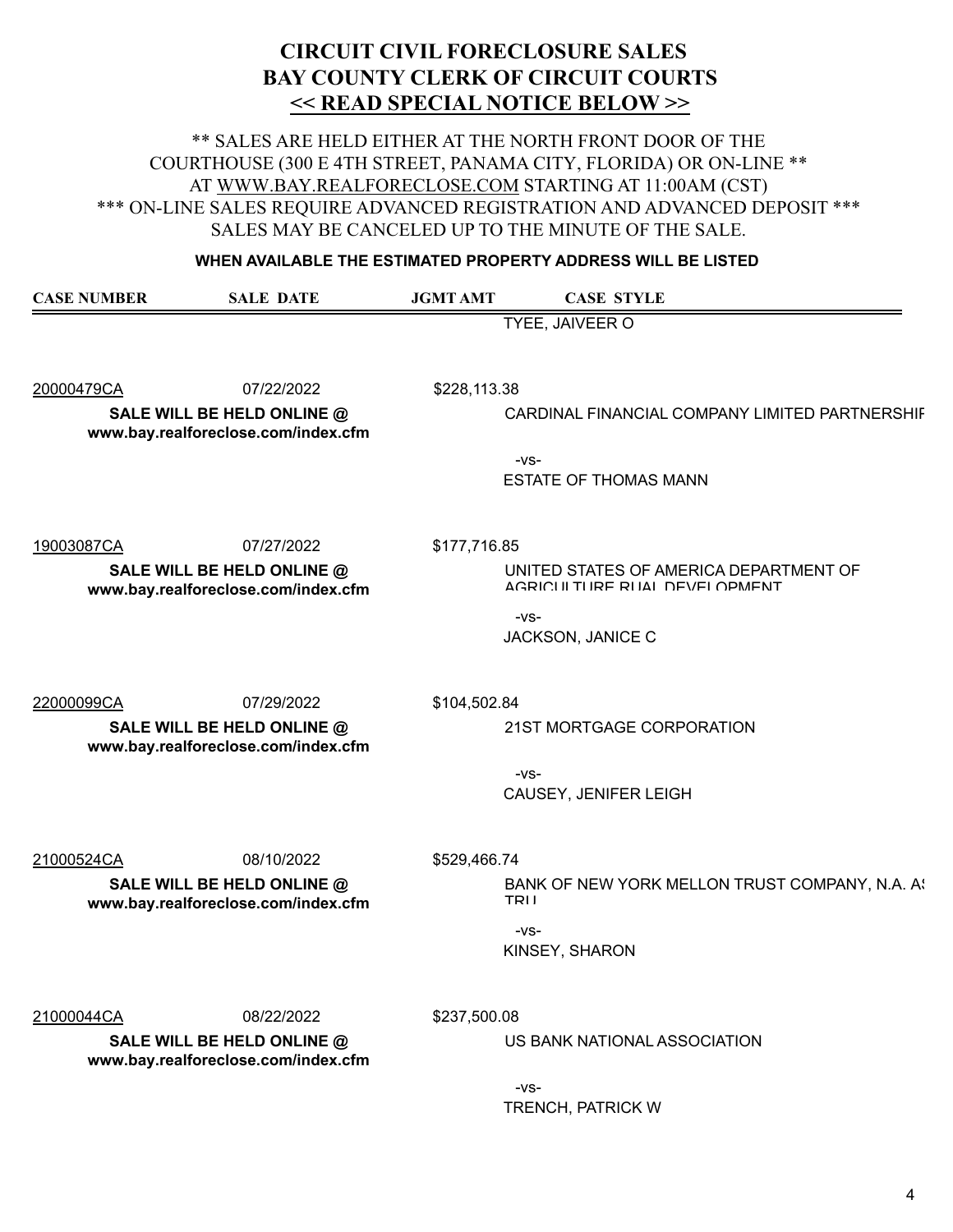# CIRCUIT CIVIL FORECLOSURE SALES
# BAY COUNTY CLERK OF CIRCUIT COURTS
# << READ SPECIAL NOTICE BELOW >>

** SALES ARE HELD EITHER AT THE NORTH FRONT DOOR OF THE COURTHOUSE (300 E 4TH STREET, PANAMA CITY, FLORIDA) OR ON-LINE ** AT WWW.BAY.REALFORECLOSE.COM STARTING AT 11:00AM (CST)
*** ON-LINE SALES REQUIRE ADVANCED REGISTRATION AND ADVANCED DEPOSIT ***
SALES MAY BE CANCELED UP TO THE MINUTE OF THE SALE.

**WHEN AVAILABLE THE ESTIMATED PROPERTY ADDRESS WILL BE LISTED**

| CASE NUMBER | SALE DATE | JGMT AMT | CASE STYLE |
|---|---|---|---|
| | | | TYEE, JAIVEER O |
| 20000479CA | 07/22/2022 | $228,113.38 | CARDINAL FINANCIAL COMPANY LIMITED PARTNERSHIP -vs- ESTATE OF THOMAS MANN |
| **SALE WILL BE HELD ONLINE @ www.bay.realforeclose.com/index.cfm** | | | |
| 19003087CA | 07/27/2022 | $177,716.85 | UNITED STATES OF AMERICA DEPARTMENT OF AGRICULTURE RUAL DEVELOPMENT -vs- JACKSON, JANICE C |
| **SALE WILL BE HELD ONLINE @ www.bay.realforeclose.com/index.cfm** | | | |
| 22000099CA | 07/29/2022 | $104,502.84 | 21ST MORTGAGE CORPORATION -vs- CAUSEY, JENIFER LEIGH |
| **SALE WILL BE HELD ONLINE @ www.bay.realforeclose.com/index.cfm** | | | |
| 21000524CA | 08/10/2022 | $529,466.74 | BANK OF NEW YORK MELLON TRUST COMPANY, N.A. AS TRU -vs- KINSEY, SHARON |
| **SALE WILL BE HELD ONLINE @ www.bay.realforeclose.com/index.cfm** | | | |
| 21000044CA | 08/22/2022 | $237,500.08 | US BANK NATIONAL ASSOCIATION -vs- TRENCH, PATRICK W |
| **SALE WILL BE HELD ONLINE @ www.bay.realforeclose.com/index.cfm** | | | |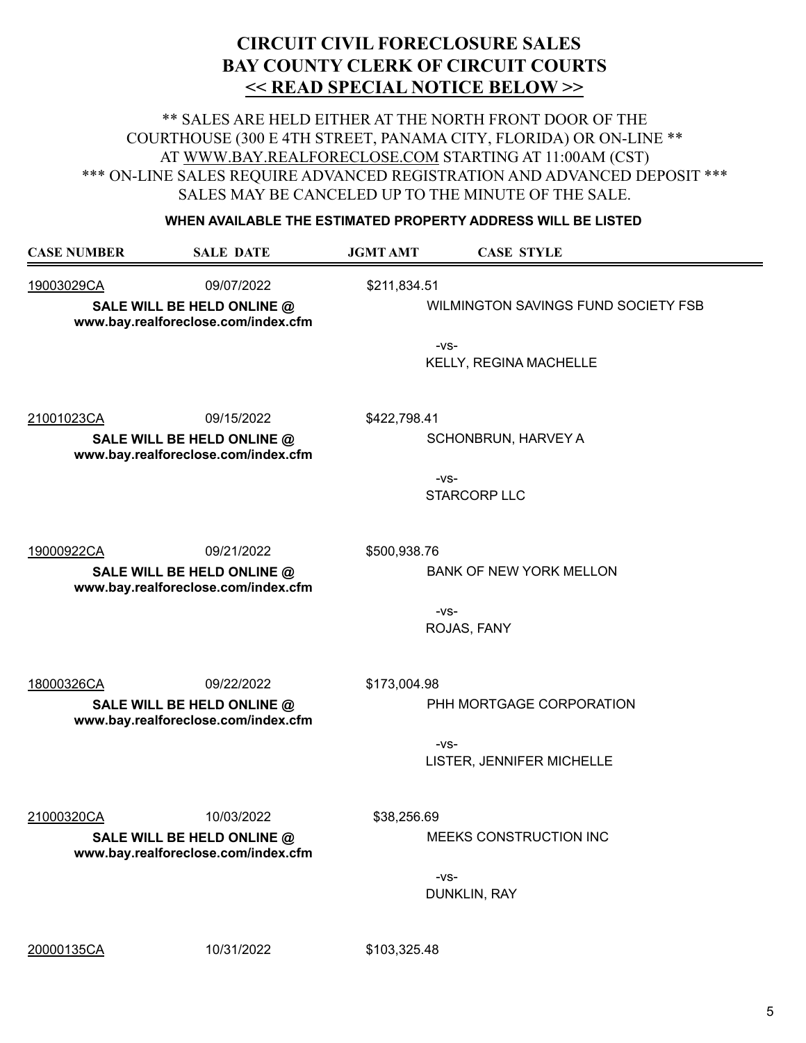# CIRCUIT CIVIL FORECLOSURE SALES
## BAY COUNTY CLERK OF CIRCUIT COURTS
## << READ SPECIAL NOTICE BELOW >>

** SALES ARE HELD EITHER AT THE NORTH FRONT DOOR OF THE COURTHOUSE (300 E 4TH STREET, PANAMA CITY, FLORIDA) OR ON-LINE ** AT WWW.BAY.REALFORECLOSE.COM STARTING AT 11:00AM (CST)
*** ON-LINE SALES REQUIRE ADVANCED REGISTRATION AND ADVANCED DEPOSIT ***
SALES MAY BE CANCELED UP TO THE MINUTE OF THE SALE.

**WHEN AVAILABLE THE ESTIMATED PROPERTY ADDRESS WILL BE LISTED**

| CASE NUMBER | SALE DATE | JGMT AMT | CASE STYLE |
|---|---|---|---|
| 19003029CA | 09/07/2022 | $211,834.51 | WILMINGTON SAVINGS FUND SOCIETY FSB |
| **SALE WILL BE HELD ONLINE @ www.bay.realforeclose.com/index.cfm** | | | -VS- |
| | | | KELLY, REGINA MACHELLE |
| 21001023CA | 09/15/2022 | $422,798.41 | SCHONBRUN, HARVEY A |
| **SALE WILL BE HELD ONLINE @ www.bay.realforeclose.com/index.cfm** | | | -VS- |
| | | | STARCORP LLC |
| 19000922CA | 09/21/2022 | $500,938.76 | BANK OF NEW YORK MELLON |
| **SALE WILL BE HELD ONLINE @ www.bay.realforeclose.com/index.cfm** | | | -VS- |
| | | | ROJAS, FANY |
| 18000326CA | 09/22/2022 | $173,004.98 | PHH MORTGAGE CORPORATION |
| **SALE WILL BE HELD ONLINE @ www.bay.realforeclose.com/index.cfm** | | | -VS- |
| | | | LISTER, JENNIFER MICHELLE |
| 21000320CA | 10/03/2022 | $38,256.69 | MEEKS CONSTRUCTION INC |
| **SALE WILL BE HELD ONLINE @ www.bay.realforeclose.com/index.cfm** | | | -VS- |
| | | | DUNKLIN, RAY |
| 20000135CA | 10/31/2022 | $103,325.48 | |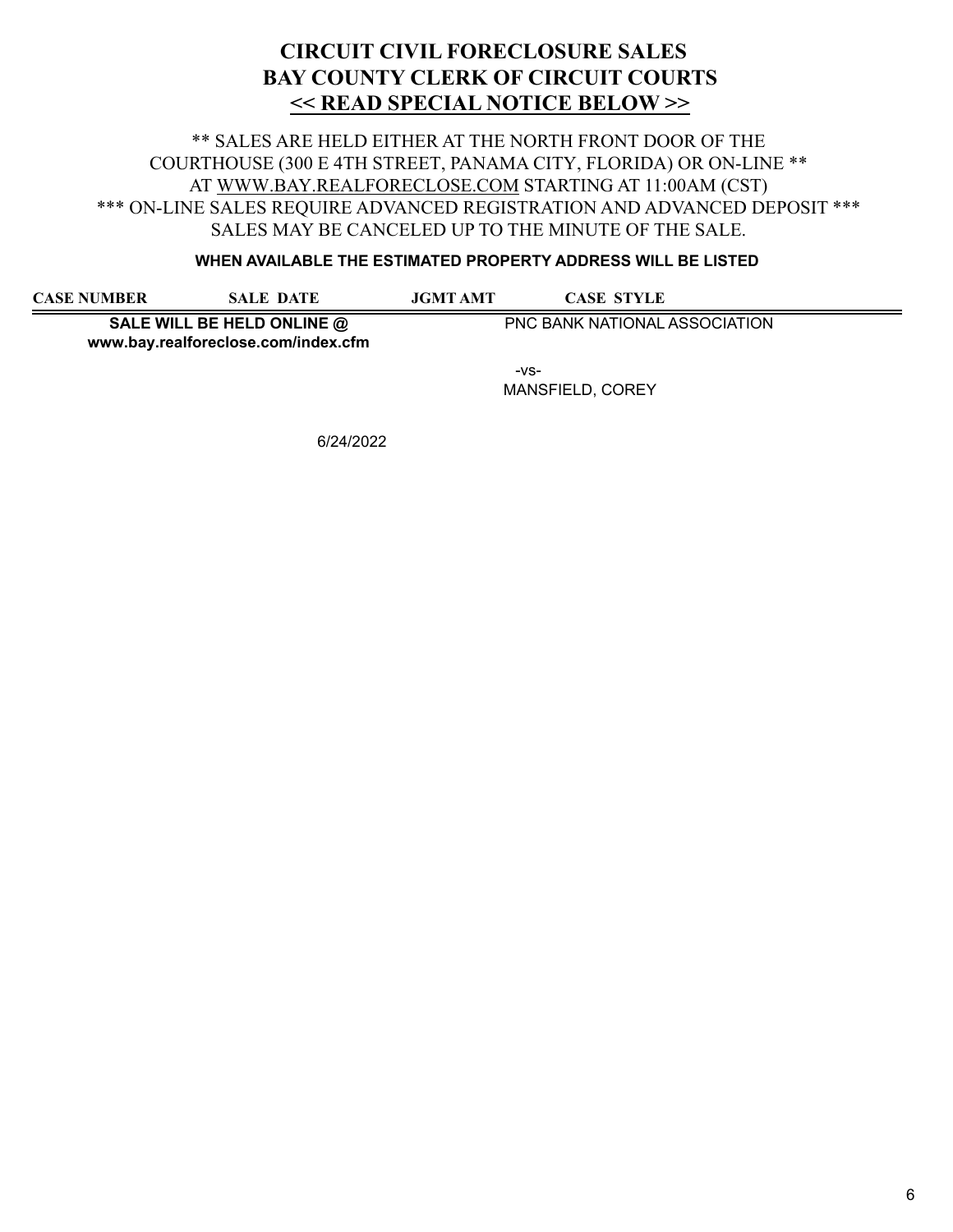# CIRCUIT CIVIL FORECLOSURE SALES
# BAY COUNTY CLERK OF CIRCUIT COURTS
# << READ SPECIAL NOTICE BELOW >>

** SALES ARE HELD EITHER AT THE NORTH FRONT DOOR OF THE COURTHOUSE (300 E 4TH STREET, PANAMA CITY, FLORIDA) OR ON-LINE ** AT WWW.BAY.REALFORECLOSE.COM STARTING AT 11:00AM (CST)
*** ON-LINE SALES REQUIRE ADVANCED REGISTRATION AND ADVANCED DEPOSIT ***
SALES MAY BE CANCELED UP TO THE MINUTE OF THE SALE.

**WHEN AVAILABLE THE ESTIMATED PROPERTY ADDRESS WILL BE LISTED**

| CASE NUMBER | SALE DATE | JGMT AMT | CASE STYLE |
|---|---|---|---|
| **SALE WILL BE HELD ONLINE @ www.bay.realforeclose.com/index.cfm** | | | PNC BANK NATIONAL ASSOCIATION -vs- MANSFIELD, COREY |
| | 6/24/2022 | | |